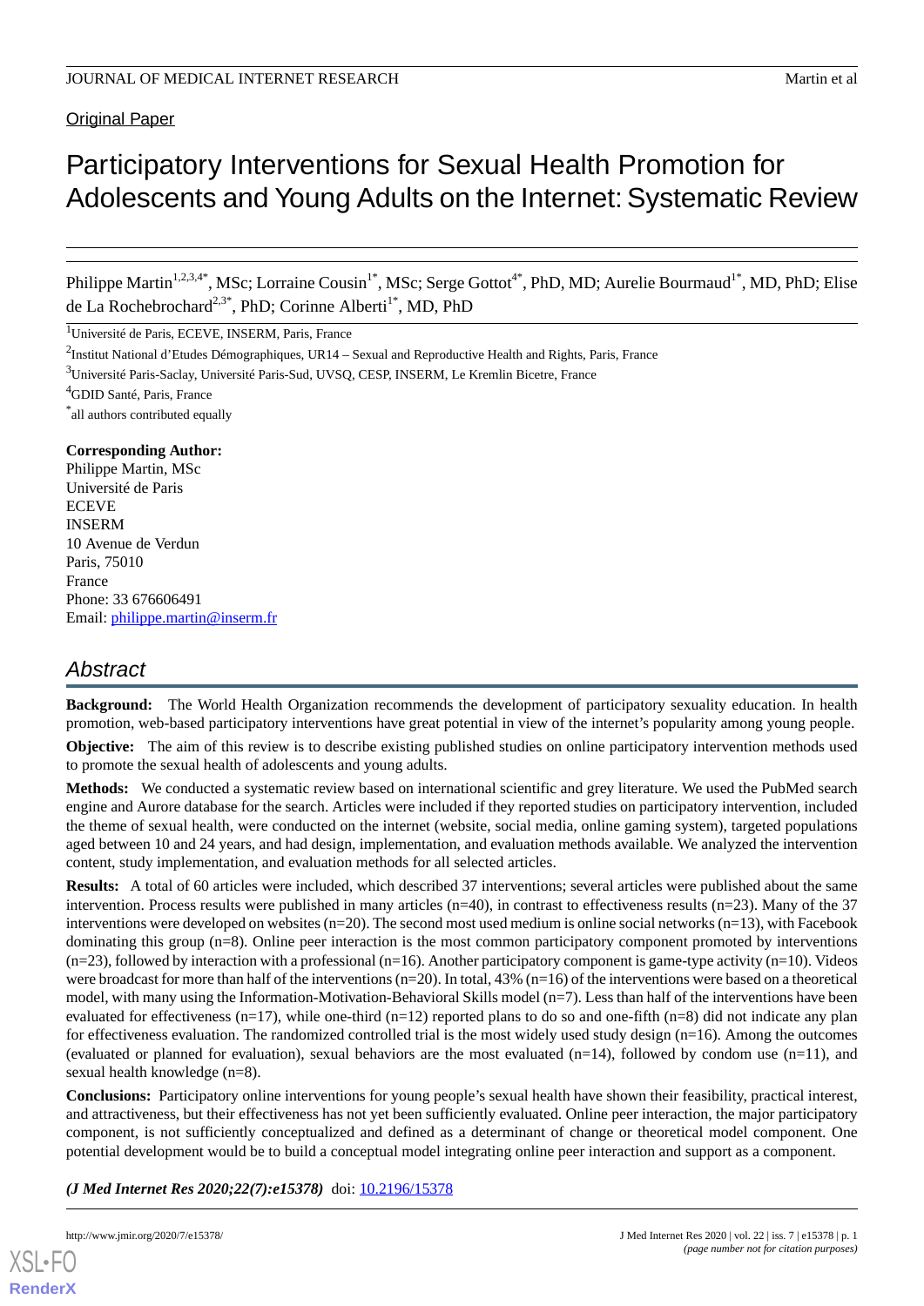Original Paper

# Participatory Interventions for Sexual Health Promotion for Adolescents and Young Adults on the Internet: Systematic Review

Philippe Martin[1,2,3,4*], MSc; Lorraine Cousin[1*], MSc; Serge Gottot[4*], PhD, MD; Aurelie Bourmaud[1*], MD, PhD; Elise de La Rochebrochard[2,3*], PhD; Corinne Alberti[1*], MD, PhD

[1]Université de Paris, ECEVE, INSERM, Paris, France

[2]Institut National d'Etudes Démographiques, UR14 – Sexual and Reproductive Health and Rights, Paris, France

[3]Université Paris-Saclay, Université Paris-Sud, UVSQ, CESP, INSERM, Le Kremlin Bicetre, France

[4]GDID Santé, Paris, France

[*]all authors contributed equally

**Corresponding Author:**
Philippe Martin, MSc
Université de Paris
ECEVE
INSERM
10 Avenue de Verdun
Paris, 75010
France
Phone: 33 676606491
Email: philippe.martin@inserm.fr

## Abstract

**Background:** The World Health Organization recommends the development of participatory sexuality education. In health promotion, web-based participatory interventions have great potential in view of the internet's popularity among young people.

**Objective:** The aim of this review is to describe existing published studies on online participatory intervention methods used to promote the sexual health of adolescents and young adults.

**Methods:** We conducted a systematic review based on international scientific and grey literature. We used the PubMed search engine and Aurore database for the search. Articles were included if they reported studies on participatory intervention, included the theme of sexual health, were conducted on the internet (website, social media, online gaming system), targeted populations aged between 10 and 24 years, and had design, implementation, and evaluation methods available. We analyzed the intervention content, study implementation, and evaluation methods for all selected articles.

**Results:** A total of 60 articles were included, which described 37 interventions; several articles were published about the same intervention. Process results were published in many articles (n=40), in contrast to effectiveness results (n=23). Many of the 37 interventions were developed on websites (n=20). The second most used medium is online social networks (n=13), with Facebook dominating this group (n=8). Online peer interaction is the most common participatory component promoted by interventions (n=23), followed by interaction with a professional (n=16). Another participatory component is game-type activity (n=10). Videos were broadcast for more than half of the interventions (n=20). In total, 43% (n=16) of the interventions were based on a theoretical model, with many using the Information-Motivation-Behavioral Skills model (n=7). Less than half of the interventions have been evaluated for effectiveness (n=17), while one-third (n=12) reported plans to do so and one-fifth (n=8) did not indicate any plan for effectiveness evaluation. The randomized controlled trial is the most widely used study design (n=16). Among the outcomes (evaluated or planned for evaluation), sexual behaviors are the most evaluated (n=14), followed by condom use (n=11), and sexual health knowledge (n=8).

**Conclusions:** Participatory online interventions for young people's sexual health have shown their feasibility, practical interest, and attractiveness, but their effectiveness has not yet been sufficiently evaluated. Online peer interaction, the major participatory component, is not sufficiently conceptualized and defined as a determinant of change or theoretical model component. One potential development would be to build a conceptual model integrating online peer interaction and support as a component.

***(J Med Internet Res 2020;22(7):e15378)*** doi: 10.2196/15378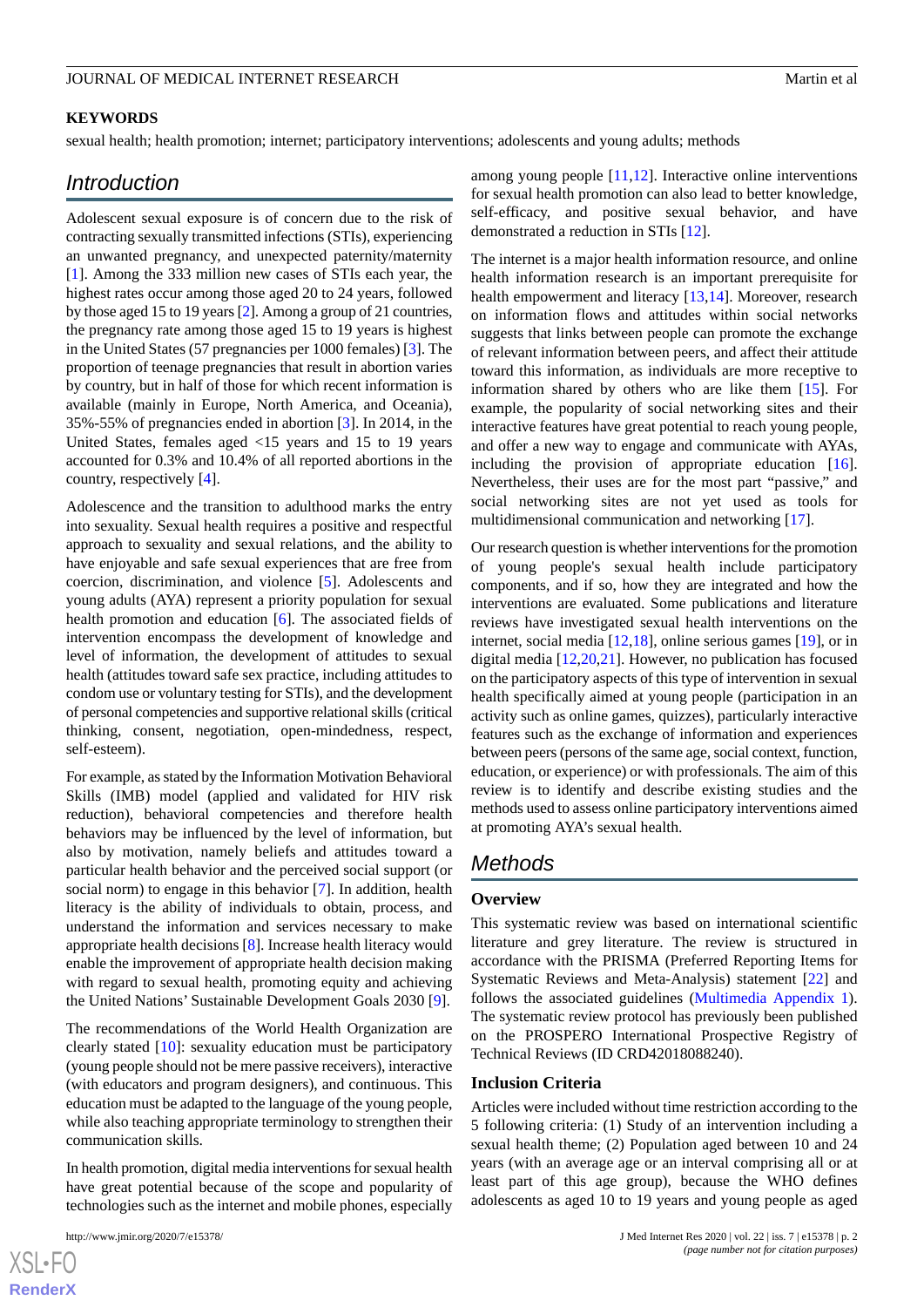**KEYWORDS**

sexual health; health promotion; internet; participatory interventions; adolescents and young adults; methods

## Introduction

Adolescent sexual exposure is of concern due to the risk of contracting sexually transmitted infections (STIs), experiencing an unwanted pregnancy, and unexpected paternity/maternity [1]. Among the 333 million new cases of STIs each year, the highest rates occur among those aged 20 to 24 years, followed by those aged 15 to 19 years [2]. Among a group of 21 countries, the pregnancy rate among those aged 15 to 19 years is highest in the United States (57 pregnancies per 1000 females) [3]. The proportion of teenage pregnancies that result in abortion varies by country, but in half of those for which recent information is available (mainly in Europe, North America, and Oceania), 35%-55% of pregnancies ended in abortion [3]. In 2014, in the United States, females aged <15 years and 15 to 19 years accounted for 0.3% and 10.4% of all reported abortions in the country, respectively [4].

Adolescence and the transition to adulthood marks the entry into sexuality. Sexual health requires a positive and respectful approach to sexuality and sexual relations, and the ability to have enjoyable and safe sexual experiences that are free from coercion, discrimination, and violence [5]. Adolescents and young adults (AYA) represent a priority population for sexual health promotion and education [6]. The associated fields of intervention encompass the development of knowledge and level of information, the development of attitudes to sexual health (attitudes toward safe sex practice, including attitudes to condom use or voluntary testing for STIs), and the development of personal competencies and supportive relational skills (critical thinking, consent, negotiation, open-mindedness, respect, self-esteem).

For example, as stated by the Information Motivation Behavioral Skills (IMB) model (applied and validated for HIV risk reduction), behavioral competencies and therefore health behaviors may be influenced by the level of information, but also by motivation, namely beliefs and attitudes toward a particular health behavior and the perceived social support (or social norm) to engage in this behavior [7]. In addition, health literacy is the ability of individuals to obtain, process, and understand the information and services necessary to make appropriate health decisions [8]. Increase health literacy would enable the improvement of appropriate health decision making with regard to sexual health, promoting equity and achieving the United Nations' Sustainable Development Goals 2030 [9].

The recommendations of the World Health Organization are clearly stated [10]: sexuality education must be participatory (young people should not be mere passive receivers), interactive (with educators and program designers), and continuous. This education must be adapted to the language of the young people, while also teaching appropriate terminology to strengthen their communication skills.

In health promotion, digital media interventions for sexual health have great potential because of the scope and popularity of technologies such as the internet and mobile phones, especially among young people [11,12]. Interactive online interventions for sexual health promotion can also lead to better knowledge, self-efficacy, and positive sexual behavior, and have demonstrated a reduction in STIs [12].

The internet is a major health information resource, and online health information research is an important prerequisite for health empowerment and literacy [13,14]. Moreover, research on information flows and attitudes within social networks suggests that links between people can promote the exchange of relevant information between peers, and affect their attitude toward this information, as individuals are more receptive to information shared by others who are like them [15]. For example, the popularity of social networking sites and their interactive features have great potential to reach young people, and offer a new way to engage and communicate with AYAs, including the provision of appropriate education [16]. Nevertheless, their uses are for the most part "passive," and social networking sites are not yet used as tools for multidimensional communication and networking [17].

Our research question is whether interventions for the promotion of young people's sexual health include participatory components, and if so, how they are integrated and how the interventions are evaluated. Some publications and literature reviews have investigated sexual health interventions on the internet, social media [12,18], online serious games [19], or in digital media [12,20,21]. However, no publication has focused on the participatory aspects of this type of intervention in sexual health specifically aimed at young people (participation in an activity such as online games, quizzes), particularly interactive features such as the exchange of information and experiences between peers (persons of the same age, social context, function, education, or experience) or with professionals. The aim of this review is to identify and describe existing studies and the methods used to assess online participatory interventions aimed at promoting AYA's sexual health.

## Methods

### Overview

This systematic review was based on international scientific literature and grey literature. The review is structured in accordance with the PRISMA (Preferred Reporting Items for Systematic Reviews and Meta-Analysis) statement [22] and follows the associated guidelines (Multimedia Appendix 1). The systematic review protocol has previously been published on the PROSPERO International Prospective Registry of Technical Reviews (ID CRD42018088240).

### Inclusion Criteria

Articles were included without time restriction according to the 5 following criteria: (1) Study of an intervention including a sexual health theme; (2) Population aged between 10 and 24 years (with an average age or an interval comprising all or at least part of this age group), because the WHO defines adolescents as aged 10 to 19 years and young people as aged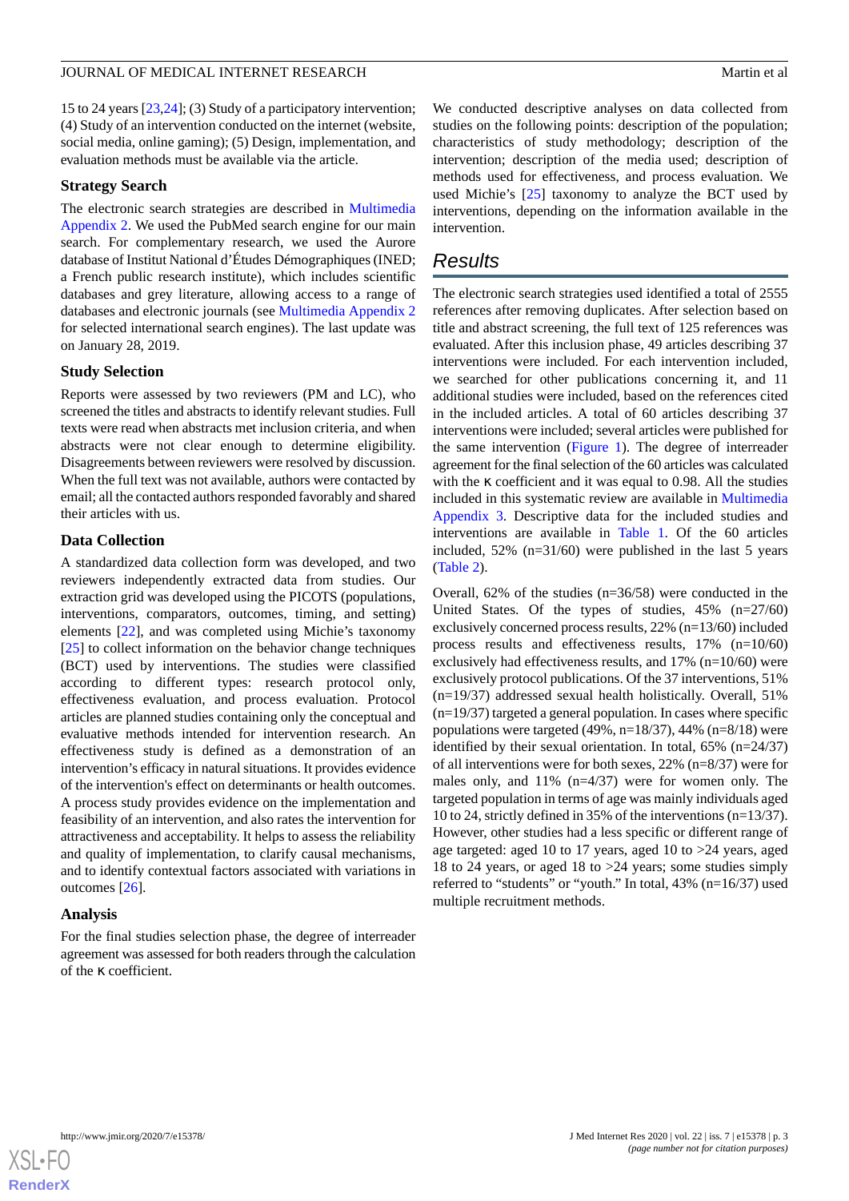15 to 24 years [23,24]; (3) Study of a participatory intervention; (4) Study of an intervention conducted on the internet (website, social media, online gaming); (5) Design, implementation, and evaluation methods must be available via the article.

### Strategy Search

The electronic search strategies are described in Multimedia Appendix 2. We used the PubMed search engine for our main search. For complementary research, we used the Aurore database of Institut National d'Études Démographiques (INED; a French public research institute), which includes scientific databases and grey literature, allowing access to a range of databases and electronic journals (see Multimedia Appendix 2 for selected international search engines). The last update was on January 28, 2019.

### Study Selection

Reports were assessed by two reviewers (PM and LC), who screened the titles and abstracts to identify relevant studies. Full texts were read when abstracts met inclusion criteria, and when abstracts were not clear enough to determine eligibility. Disagreements between reviewers were resolved by discussion. When the full text was not available, authors were contacted by email; all the contacted authors responded favorably and shared their articles with us.

### Data Collection

A standardized data collection form was developed, and two reviewers independently extracted data from studies. Our extraction grid was developed using the PICOTS (populations, interventions, comparators, outcomes, timing, and setting) elements [22], and was completed using Michie's taxonomy [25] to collect information on the behavior change techniques (BCT) used by interventions. The studies were classified according to different types: research protocol only, effectiveness evaluation, and process evaluation. Protocol articles are planned studies containing only the conceptual and evaluative methods intended for intervention research. An effectiveness study is defined as a demonstration of an intervention's efficacy in natural situations. It provides evidence of the intervention's effect on determinants or health outcomes. A process study provides evidence on the implementation and feasibility of an intervention, and also rates the intervention for attractiveness and acceptability. It helps to assess the reliability and quality of implementation, to clarify causal mechanisms, and to identify contextual factors associated with variations in outcomes [26].

### Analysis

For the final studies selection phase, the degree of interreader agreement was assessed for both readers through the calculation of the κ coefficient.

We conducted descriptive analyses on data collected from studies on the following points: description of the population; characteristics of study methodology; description of the intervention; description of the media used; description of methods used for effectiveness, and process evaluation. We used Michie's [25] taxonomy to analyze the BCT used by interventions, depending on the information available in the intervention.

## Results

The electronic search strategies used identified a total of 2555 references after removing duplicates. After selection based on title and abstract screening, the full text of 125 references was evaluated. After this inclusion phase, 49 articles describing 37 interventions were included. For each intervention included, we searched for other publications concerning it, and 11 additional studies were included, based on the references cited in the included articles. A total of 60 articles describing 37 interventions were included; several articles were published for the same intervention (Figure 1). The degree of interreader agreement for the final selection of the 60 articles was calculated with the κ coefficient and it was equal to 0.98. All the studies included in this systematic review are available in Multimedia Appendix 3. Descriptive data for the included studies and interventions are available in Table 1. Of the 60 articles included, 52% (n=31/60) were published in the last 5 years (Table 2).

Overall, 62% of the studies (n=36/58) were conducted in the United States. Of the types of studies, 45% (n=27/60) exclusively concerned process results, 22% (n=13/60) included process results and effectiveness results, 17% (n=10/60) exclusively had effectiveness results, and 17% (n=10/60) were exclusively protocol publications. Of the 37 interventions, 51% (n=19/37) addressed sexual health holistically. Overall, 51% (n=19/37) targeted a general population. In cases where specific populations were targeted (49%, n=18/37), 44% (n=8/18) were identified by their sexual orientation. In total, 65% (n=24/37) of all interventions were for both sexes, 22% (n=8/37) were for males only, and 11% (n=4/37) were for women only. The targeted population in terms of age was mainly individuals aged 10 to 24, strictly defined in 35% of the interventions (n=13/37). However, other studies had a less specific or different range of age targeted: aged 10 to 17 years, aged 10 to >24 years, aged 18 to 24 years, or aged 18 to >24 years; some studies simply referred to "students" or "youth." In total, 43% (n=16/37) used multiple recruitment methods.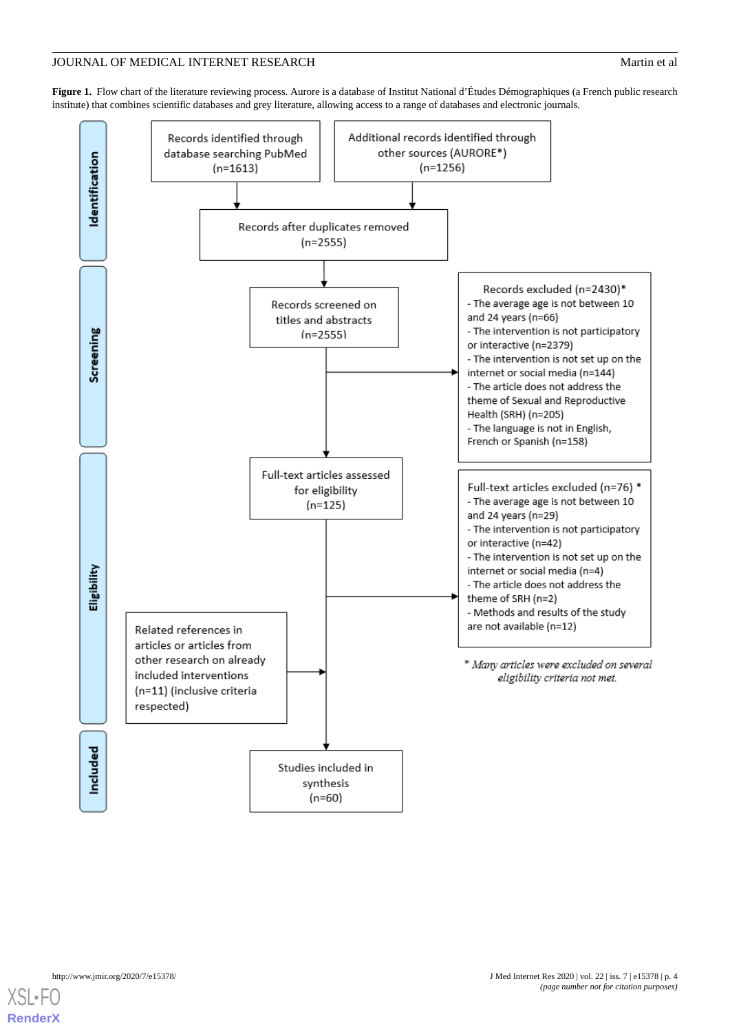**Figure 1.** Flow chart of the literature reviewing process. Aurore is a database of Institut National d'Études Démographiques (a French public research institute) that combines scientific databases and grey literature, allowing access to a range of databases and electronic journals.

**Identification**

- Records identified through database searching PubMed (n=1613)
- Additional records identified through other sources (AURORE*) (n=1256)
- Records after duplicates removed (n=2555)

**Screening**

- Records screened on titles and abstracts (n=2555)
- Records excluded (n=2430)*
  - The average age is not between 10 and 24 years (n=66)
  - The intervention is not participatory or interactive (n=2379)
  - The intervention is not set up on the internet or social media (n=144)
  - The article does not address the theme of Sexual and Reproductive Health (SRH) (n=205)
  - The language is not in English, French or Spanish (n=158)

**Eligibility**

- Full-text articles assessed for eligibility (n=125)
- Full-text articles excluded (n=76) *
  - The average age is not between 10 and 24 years (n=29)
  - The intervention is not participatory or interactive (n=42)
  - The intervention is not set up on the internet or social media (n=4)
  - The article does not address the theme of SRH (n=2)
  - Methods and results of the study are not available (n=12)
- Related references in articles or articles from other research on already included interventions (n=11) (inclusive criteria respected)

**Included**

- Studies included in synthesis (n=60)

*\* Many articles were excluded on several eligibility criteria not met.*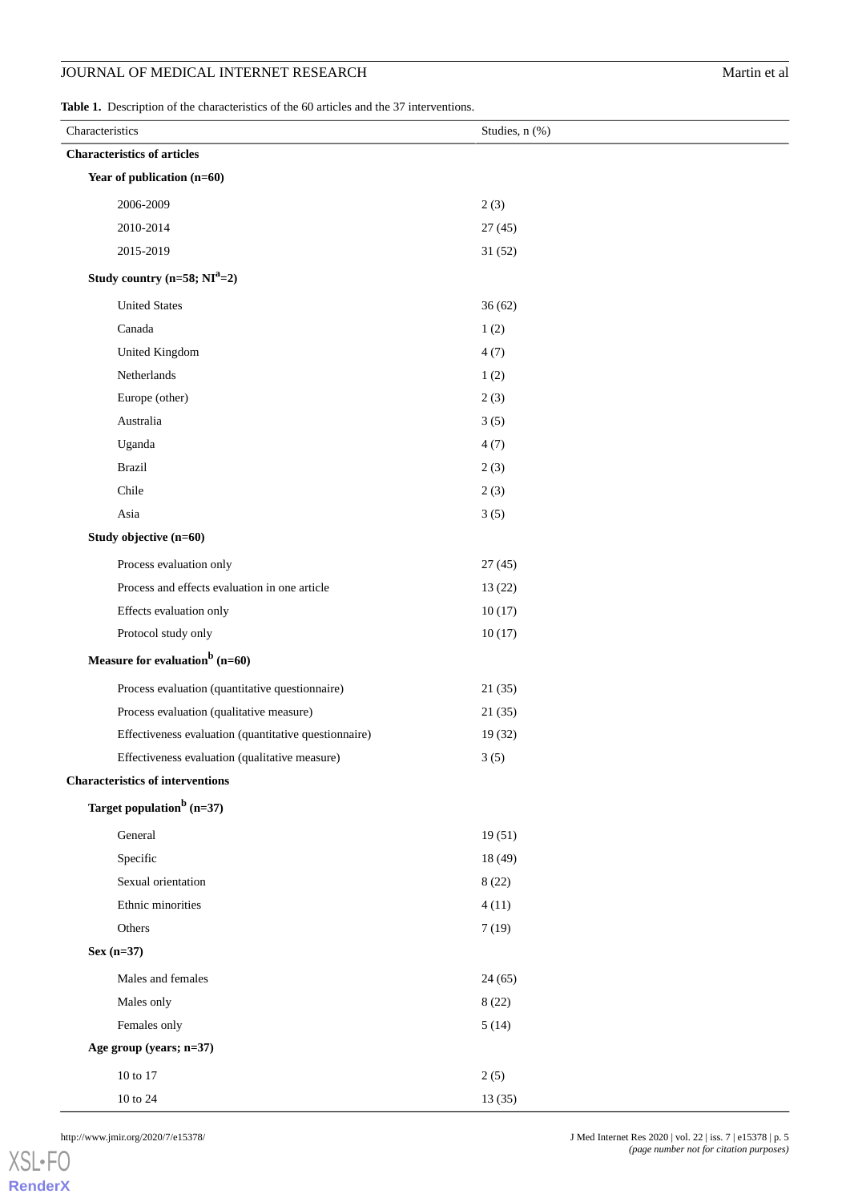**Table 1.** Description of the characteristics of the 60 articles and the 37 interventions.

| Characteristics | Studies, n (%) |
|---|---|
| **Characteristics of articles** | |
| **Year of publication (n=60)** | |
| 2006-2009 | 2 (3) |
| 2010-2014 | 27 (45) |
| 2015-2019 | 31 (52) |
| **Study country (n=58; NI[a]=2)** | |
| United States | 36 (62) |
| Canada | 1 (2) |
| United Kingdom | 4 (7) |
| Netherlands | 1 (2) |
| Europe (other) | 2 (3) |
| Australia | 3 (5) |
| Uganda | 4 (7) |
| Brazil | 2 (3) |
| Chile | 2 (3) |
| Asia | 3 (5) |
| **Study objective (n=60)** | |
| Process evaluation only | 27 (45) |
| Process and effects evaluation in one article | 13 (22) |
| Effects evaluation only | 10 (17) |
| Protocol study only | 10 (17) |
| **Measure for evaluation[b] (n=60)** | |
| Process evaluation (quantitative questionnaire) | 21 (35) |
| Process evaluation (qualitative measure) | 21 (35) |
| Effectiveness evaluation (quantitative questionnaire) | 19 (32) |
| Effectiveness evaluation (qualitative measure) | 3 (5) |
| **Characteristics of interventions** | |
| **Target population[b] (n=37)** | |
| General | 19 (51) |
| Specific | 18 (49) |
| Sexual orientation | 8 (22) |
| Ethnic minorities | 4 (11) |
| Others | 7 (19) |
| **Sex (n=37)** | |
| Males and females | 24 (65) |
| Males only | 8 (22) |
| Females only | 5 (14) |
| **Age group (years; n=37)** | |
| 10 to 17 | 2 (5) |
| 10 to 24 | 13 (35) |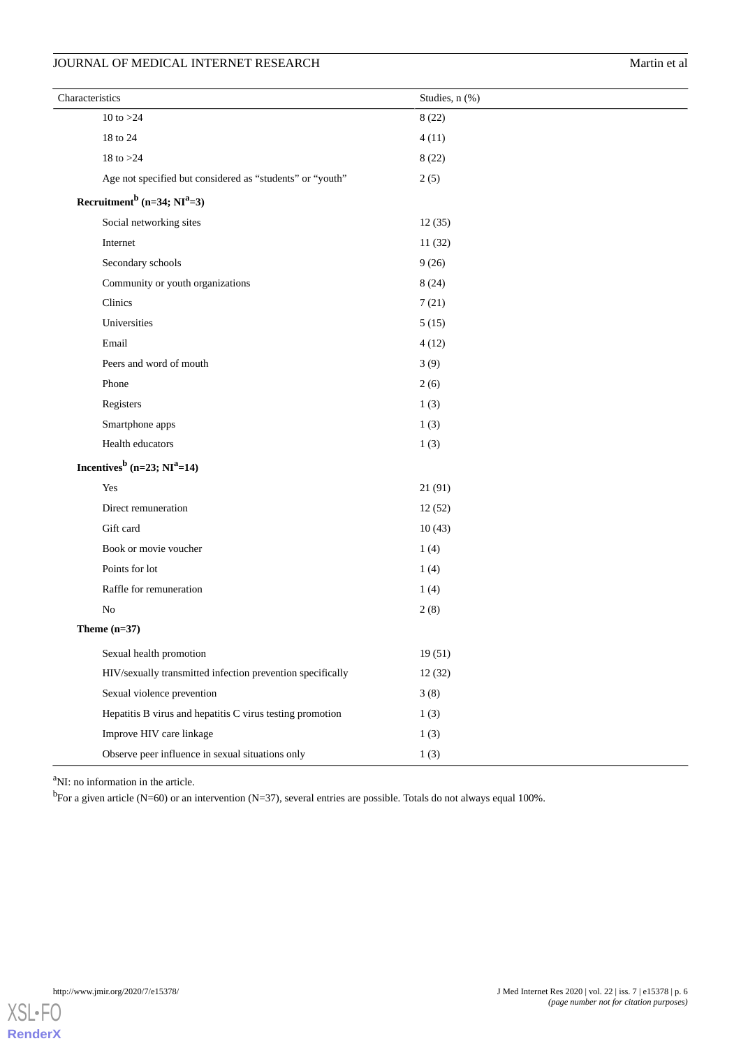| Characteristics | Studies, n (%) |
|---|---|
| 10 to >24 | 8 (22) |
| 18 to 24 | 4 (11) |
| 18 to >24 | 8 (22) |
| Age not specified but considered as "students" or "youth" | 2 (5) |
| **Recruitment[b] (n=34; NI[a]=3)** | |
| Social networking sites | 12 (35) |
| Internet | 11 (32) |
| Secondary schools | 9 (26) |
| Community or youth organizations | 8 (24) |
| Clinics | 7 (21) |
| Universities | 5 (15) |
| Email | 4 (12) |
| Peers and word of mouth | 3 (9) |
| Phone | 2 (6) |
| Registers | 1 (3) |
| Smartphone apps | 1 (3) |
| Health educators | 1 (3) |
| **Incentives[b] (n=23; NI[a]=14)** | |
| Yes | 21 (91) |
| Direct remuneration | 12 (52) |
| Gift card | 10 (43) |
| Book or movie voucher | 1 (4) |
| Points for lot | 1 (4) |
| Raffle for remuneration | 1 (4) |
| No | 2 (8) |
| **Theme (n=37)** | |
| Sexual health promotion | 19 (51) |
| HIV/sexually transmitted infection prevention specifically | 12 (32) |
| Sexual violence prevention | 3 (8) |
| Hepatitis B virus and hepatitis C virus testing promotion | 1 (3) |
| Improve HIV care linkage | 1 (3) |
| Observe peer influence in sexual situations only | 1 (3) |

[a]NI: no information in the article.

[b]For a given article (N=60) or an intervention (N=37), several entries are possible. Totals do not always equal 100%.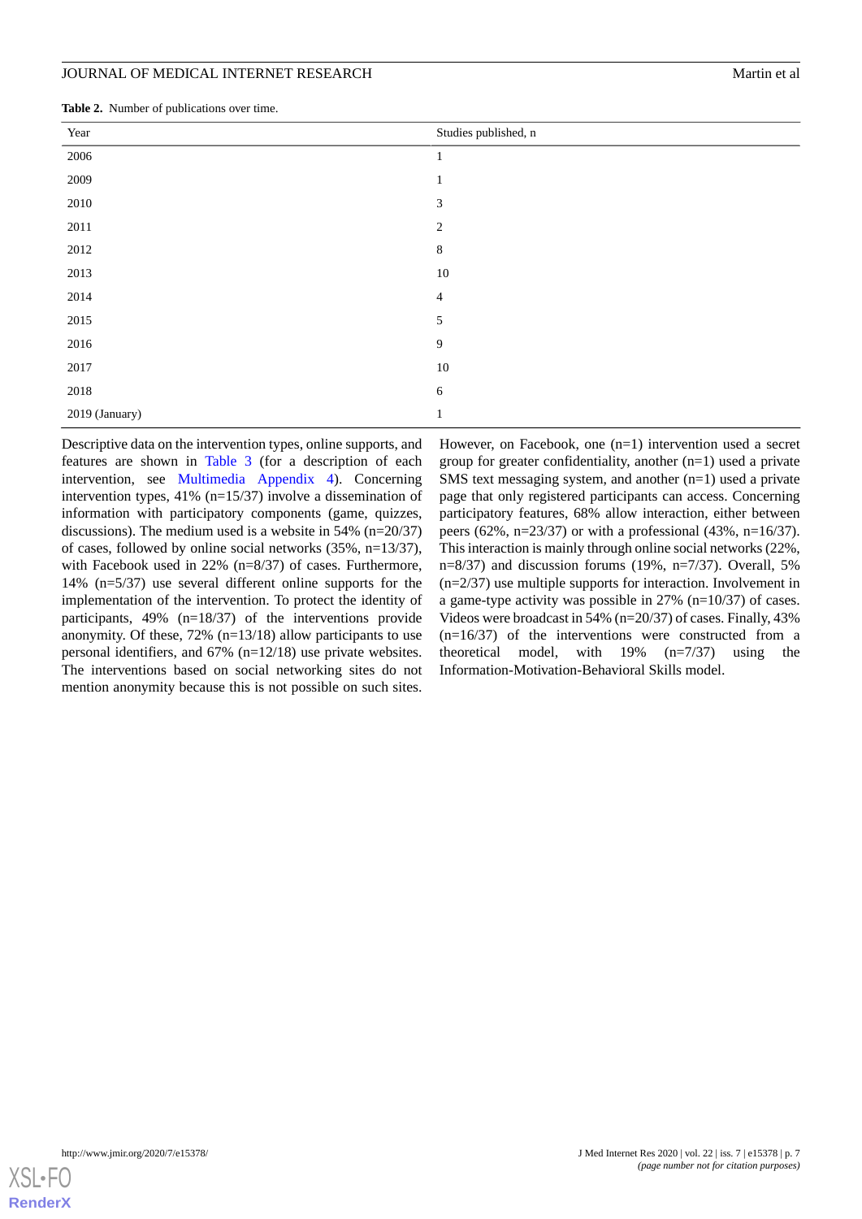**Table 2.** Number of publications over time.

| Year | Studies published, n |
|---|---|
| 2006 | 1 |
| 2009 | 1 |
| 2010 | 3 |
| 2011 | 2 |
| 2012 | 8 |
| 2013 | 10 |
| 2014 | 4 |
| 2015 | 5 |
| 2016 | 9 |
| 2017 | 10 |
| 2018 | 6 |
| 2019 (January) | 1 |

Descriptive data on the intervention types, online supports, and features are shown in Table 3 (for a description of each intervention, see Multimedia Appendix 4). Concerning intervention types, 41% (n=15/37) involve a dissemination of information with participatory components (game, quizzes, discussions). The medium used is a website in 54% (n=20/37) of cases, followed by online social networks (35%, n=13/37), with Facebook used in 22% (n=8/37) of cases. Furthermore, 14% (n=5/37) use several different online supports for the implementation of the intervention. To protect the identity of participants, 49% (n=18/37) of the interventions provide anonymity. Of these, 72% (n=13/18) allow participants to use personal identifiers, and 67% (n=12/18) use private websites. The interventions based on social networking sites do not mention anonymity because this is not possible on such sites. However, on Facebook, one (n=1) intervention used a secret group for greater confidentiality, another (n=1) used a private SMS text messaging system, and another (n=1) used a private page that only registered participants can access. Concerning participatory features, 68% allow interaction, either between peers (62%, n=23/37) or with a professional (43%, n=16/37). This interaction is mainly through online social networks (22%, n=8/37) and discussion forums (19%, n=7/37). Overall, 5% (n=2/37) use multiple supports for interaction. Involvement in a game-type activity was possible in 27% (n=10/37) of cases. Videos were broadcast in 54% (n=20/37) of cases. Finally, 43% (n=16/37) of the interventions were constructed from a theoretical model, with 19% (n=7/37) using the Information-Motivation-Behavioral Skills model.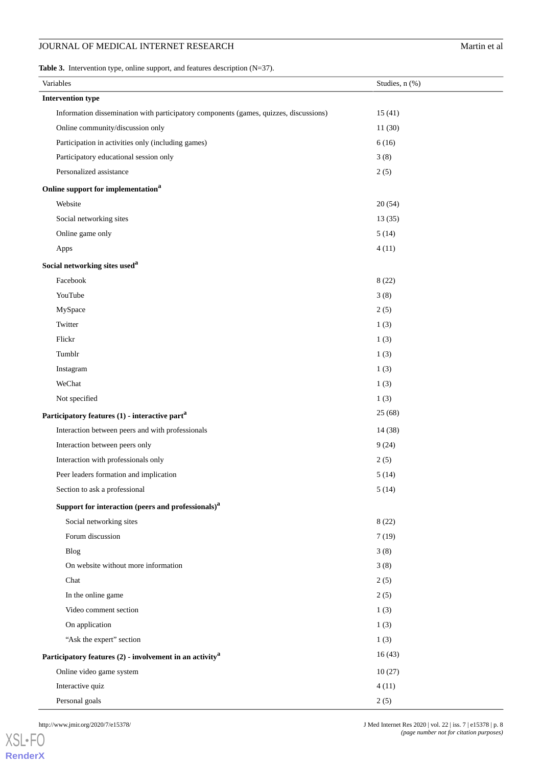**Table 3.** Intervention type, online support, and features description (N=37).

| Variables | Studies, n (%) |
|---|---|
| **Intervention type** | |
| Information dissemination with participatory components (games, quizzes, discussions) | 15 (41) |
| Online community/discussion only | 11 (30) |
| Participation in activities only (including games) | 6 (16) |
| Participatory educational session only | 3 (8) |
| Personalized assistance | 2 (5) |
| **Online support for implementation**[a] | |
| Website | 20 (54) |
| Social networking sites | 13 (35) |
| Online game only | 5 (14) |
| Apps | 4 (11) |
| **Social networking sites used**[a] | |
| Facebook | 8 (22) |
| YouTube | 3 (8) |
| MySpace | 2 (5) |
| Twitter | 1 (3) |
| Flickr | 1 (3) |
| Tumblr | 1 (3) |
| Instagram | 1 (3) |
| WeChat | 1 (3) |
| Not specified | 1 (3) |
| **Participatory features (1) - interactive part**[a] | 25 (68) |
| Interaction between peers and with professionals | 14 (38) |
| Interaction between peers only | 9 (24) |
| Interaction with professionals only | 2 (5) |
| Peer leaders formation and implication | 5 (14) |
| Section to ask a professional | 5 (14) |
| **Support for interaction (peers and professionals)**[a] | |
| Social networking sites | 8 (22) |
| Forum discussion | 7 (19) |
| Blog | 3 (8) |
| On website without more information | 3 (8) |
| Chat | 2 (5) |
| In the online game | 2 (5) |
| Video comment section | 1 (3) |
| On application | 1 (3) |
| "Ask the expert" section | 1 (3) |
| **Participatory features (2) - involvement in an activity**[a] | 16 (43) |
| Online video game system | 10 (27) |
| Interactive quiz | 4 (11) |
| Personal goals | 2 (5) |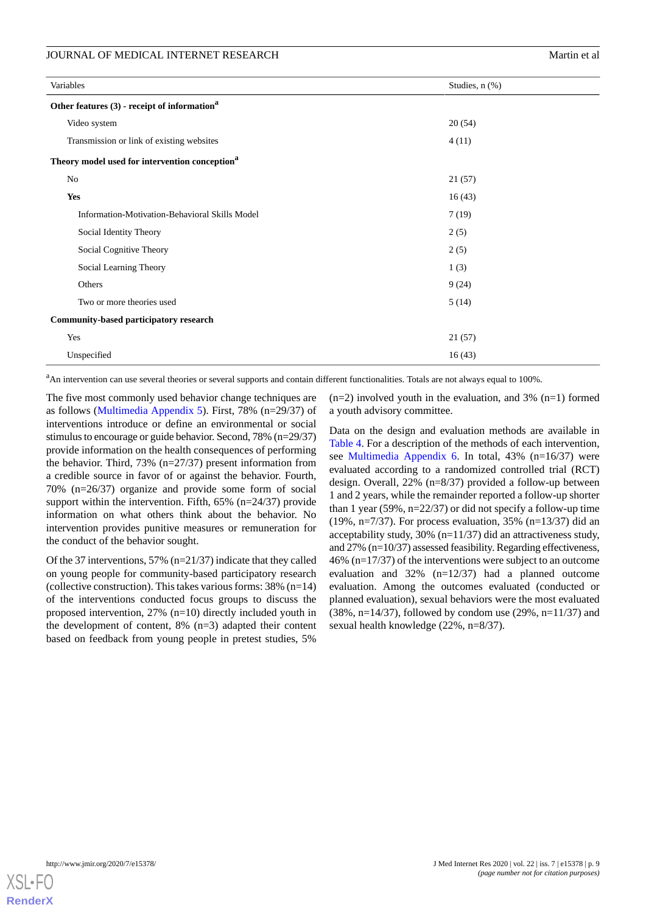| Variables | Studies, n (%) |
|---|---|
| **Other features (3) - receipt of information**[a] | |
| Video system | 20 (54) |
| Transmission or link of existing websites | 4 (11) |
| **Theory model used for intervention conception**[a] | |
| No | 21 (57) |
| **Yes** | 16 (43) |
| Information-Motivation-Behavioral Skills Model | 7 (19) |
| Social Identity Theory | 2 (5) |
| Social Cognitive Theory | 2 (5) |
| Social Learning Theory | 1 (3) |
| Others | 9 (24) |
| Two or more theories used | 5 (14) |
| **Community-based participatory research** | |
| Yes | 21 (57) |
| Unspecified | 16 (43) |

[a]An intervention can use several theories or several supports and contain different functionalities. Totals are not always equal to 100%.

The five most commonly used behavior change techniques are as follows (Multimedia Appendix 5). First, 78% (n=29/37) of interventions introduce or define an environmental or social stimulus to encourage or guide behavior. Second, 78% (n=29/37) provide information on the health consequences of performing the behavior. Third, 73% (n=27/37) present information from a credible source in favor of or against the behavior. Fourth, 70% (n=26/37) organize and provide some form of social support within the intervention. Fifth, 65% (n=24/37) provide information on what others think about the behavior. No intervention provides punitive measures or remuneration for the conduct of the behavior sought.

Of the 37 interventions, 57% (n=21/37) indicate that they called on young people for community-based participatory research (collective construction). This takes various forms: 38% (n=14) of the interventions conducted focus groups to discuss the proposed intervention, 27% (n=10) directly included youth in the development of content, 8% (n=3) adapted their content based on feedback from young people in pretest studies, 5% (n=2) involved youth in the evaluation, and 3% (n=1) formed a youth advisory committee.

Data on the design and evaluation methods are available in Table 4. For a description of the methods of each intervention, see Multimedia Appendix 6. In total, 43% (n=16/37) were evaluated according to a randomized controlled trial (RCT) design. Overall, 22% (n=8/37) provided a follow-up between 1 and 2 years, while the remainder reported a follow-up shorter than 1 year (59%, n=22/37) or did not specify a follow-up time (19%, n=7/37). For process evaluation, 35% (n=13/37) did an acceptability study, 30% (n=11/37) did an attractiveness study, and 27% (n=10/37) assessed feasibility. Regarding effectiveness, 46% (n=17/37) of the interventions were subject to an outcome evaluation and 32% (n=12/37) had a planned outcome evaluation. Among the outcomes evaluated (conducted or planned evaluation), sexual behaviors were the most evaluated (38%, n=14/37), followed by condom use (29%, n=11/37) and sexual health knowledge (22%, n=8/37).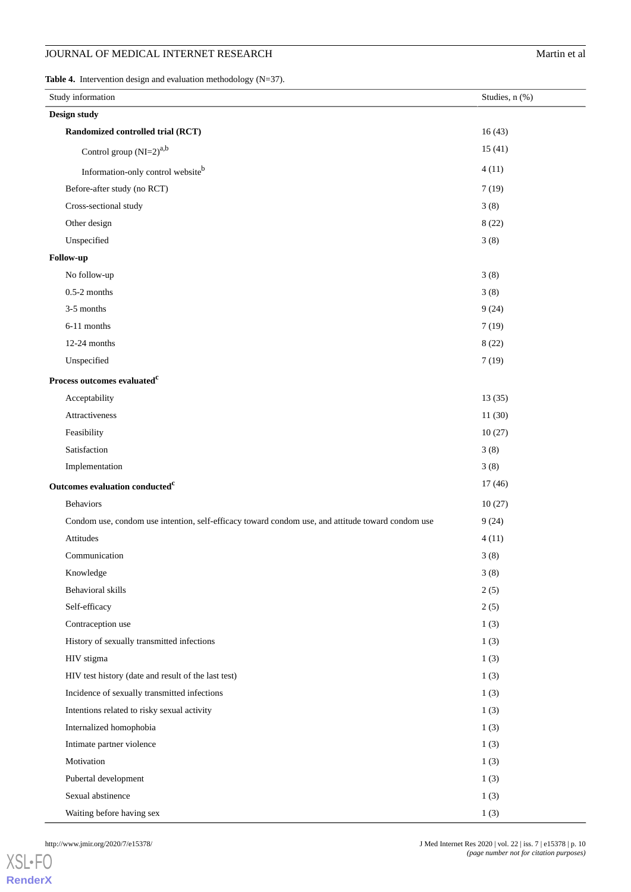**Table 4.** Intervention design and evaluation methodology (N=37).

| Study information | Studies, n (%) |
|---|---|
| **Design study** | |
| **Randomized controlled trial (RCT)** | 16 (43) |
| Control group (NI=2)[a,b] | 15 (41) |
| Information-only control website[b] | 4 (11) |
| Before-after study (no RCT) | 7 (19) |
| Cross-sectional study | 3 (8) |
| Other design | 8 (22) |
| Unspecified | 3 (8) |
| **Follow-up** | |
| No follow-up | 3 (8) |
| 0.5-2 months | 3 (8) |
| 3-5 months | 9 (24) |
| 6-11 months | 7 (19) |
| 12-24 months | 8 (22) |
| Unspecified | 7 (19) |
| **Process outcomes evaluated[c]** | |
| Acceptability | 13 (35) |
| Attractiveness | 11 (30) |
| Feasibility | 10 (27) |
| Satisfaction | 3 (8) |
| Implementation | 3 (8) |
| **Outcomes evaluation conducted[c]** | 17 (46) |
| Behaviors | 10 (27) |
| Condom use, condom use intention, self-efficacy toward condom use, and attitude toward condom use | 9 (24) |
| Attitudes | 4 (11) |
| Communication | 3 (8) |
| Knowledge | 3 (8) |
| Behavioral skills | 2 (5) |
| Self-efficacy | 2 (5) |
| Contraception use | 1 (3) |
| History of sexually transmitted infections | 1 (3) |
| HIV stigma | 1 (3) |
| HIV test history (date and result of the last test) | 1 (3) |
| Incidence of sexually transmitted infections | 1 (3) |
| Intentions related to risky sexual activity | 1 (3) |
| Internalized homophobia | 1 (3) |
| Intimate partner violence | 1 (3) |
| Motivation | 1 (3) |
| Pubertal development | 1 (3) |
| Sexual abstinence | 1 (3) |
| Waiting before having sex | 1 (3) |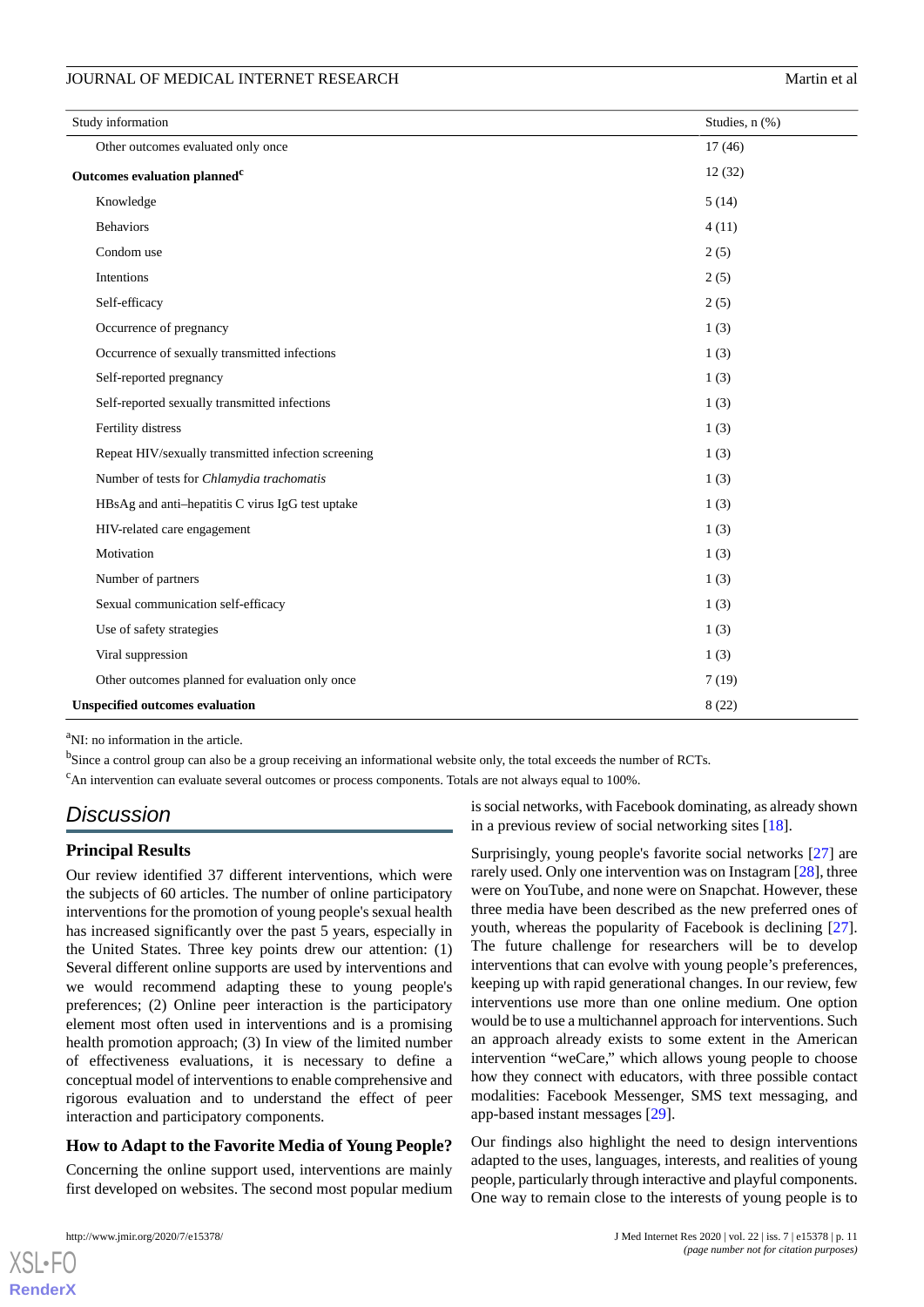| Study information | Studies, n (%) |
|---|---|
| Other outcomes evaluated only once | 17 (46) |
| **Outcomes evaluation planned[c]** | 12 (32) |
| Knowledge | 5 (14) |
| Behaviors | 4 (11) |
| Condom use | 2 (5) |
| Intentions | 2 (5) |
| Self-efficacy | 2 (5) |
| Occurrence of pregnancy | 1 (3) |
| Occurrence of sexually transmitted infections | 1 (3) |
| Self-reported pregnancy | 1 (3) |
| Self-reported sexually transmitted infections | 1 (3) |
| Fertility distress | 1 (3) |
| Repeat HIV/sexually transmitted infection screening | 1 (3) |
| Number of tests for *Chlamydia trachomatis* | 1 (3) |
| HBsAg and anti–hepatitis C virus IgG test uptake | 1 (3) |
| HIV-related care engagement | 1 (3) |
| Motivation | 1 (3) |
| Number of partners | 1 (3) |
| Sexual communication self-efficacy | 1 (3) |
| Use of safety strategies | 1 (3) |
| Viral suppression | 1 (3) |
| Other outcomes planned for evaluation only once | 7 (19) |
| **Unspecified outcomes evaluation** | 8 (22) |

[a]NI: no information in the article.

[b]Since a control group can also be a group receiving an informational website only, the total exceeds the number of RCTs.

[c]An intervention can evaluate several outcomes or process components. Totals are not always equal to 100%.

# Discussion

## Principal Results

Our review identified 37 different interventions, which were the subjects of 60 articles. The number of online participatory interventions for the promotion of young people's sexual health has increased significantly over the past 5 years, especially in the United States. Three key points drew our attention: (1) Several different online supports are used by interventions and we would recommend adapting these to young people's preferences; (2) Online peer interaction is the participatory element most often used in interventions and is a promising health promotion approach; (3) In view of the limited number of effectiveness evaluations, it is necessary to define a conceptual model of interventions to enable comprehensive and rigorous evaluation and to understand the effect of peer interaction and participatory components.

## How to Adapt to the Favorite Media of Young People?

Concerning the online support used, interventions are mainly first developed on websites. The second most popular medium is social networks, with Facebook dominating, as already shown in a previous review of social networking sites [18].

Surprisingly, young people's favorite social networks [27] are rarely used. Only one intervention was on Instagram [28], three were on YouTube, and none were on Snapchat. However, these three media have been described as the new preferred ones of youth, whereas the popularity of Facebook is declining [27]. The future challenge for researchers will be to develop interventions that can evolve with young people's preferences, keeping up with rapid generational changes. In our review, few interventions use more than one online medium. One option would be to use a multichannel approach for interventions. Such an approach already exists to some extent in the American intervention "weCare," which allows young people to choose how they connect with educators, with three possible contact modalities: Facebook Messenger, SMS text messaging, and app-based instant messages [29].

Our findings also highlight the need to design interventions adapted to the uses, languages, interests, and realities of young people, particularly through interactive and playful components. One way to remain close to the interests of young people is to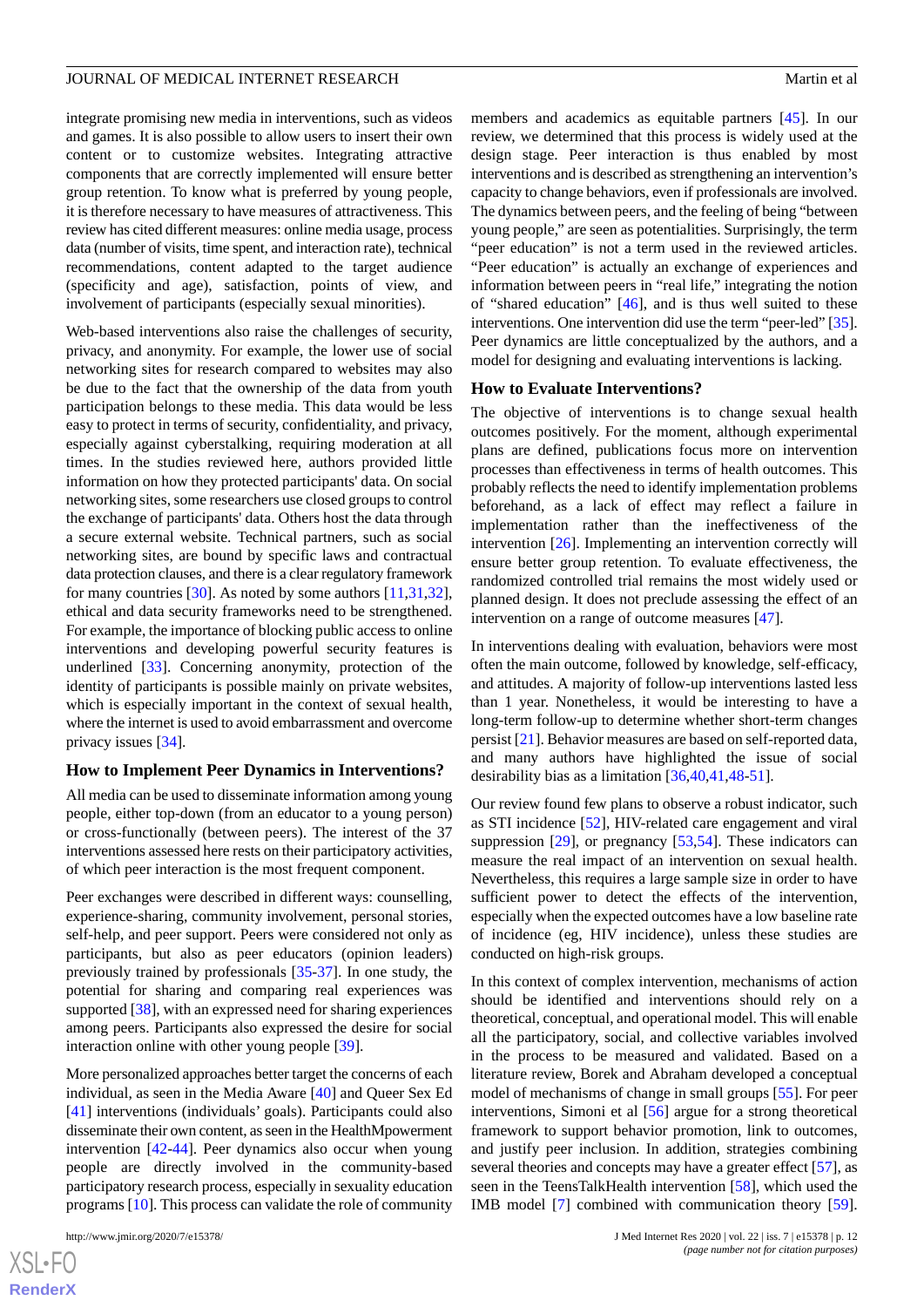integrate promising new media in interventions, such as videos and games. It is also possible to allow users to insert their own content or to customize websites. Integrating attractive components that are correctly implemented will ensure better group retention. To know what is preferred by young people, it is therefore necessary to have measures of attractiveness. This review has cited different measures: online media usage, process data (number of visits, time spent, and interaction rate), technical recommendations, content adapted to the target audience (specificity and age), satisfaction, points of view, and involvement of participants (especially sexual minorities).

Web-based interventions also raise the challenges of security, privacy, and anonymity. For example, the lower use of social networking sites for research compared to websites may also be due to the fact that the ownership of the data from youth participation belongs to these media. This data would be less easy to protect in terms of security, confidentiality, and privacy, especially against cyberstalking, requiring moderation at all times. In the studies reviewed here, authors provided little information on how they protected participants' data. On social networking sites, some researchers use closed groups to control the exchange of participants' data. Others host the data through a secure external website. Technical partners, such as social networking sites, are bound by specific laws and contractual data protection clauses, and there is a clear regulatory framework for many countries [30]. As noted by some authors [11,31,32], ethical and data security frameworks need to be strengthened. For example, the importance of blocking public access to online interventions and developing powerful security features is underlined [33]. Concerning anonymity, protection of the identity of participants is possible mainly on private websites, which is especially important in the context of sexual health, where the internet is used to avoid embarrassment and overcome privacy issues [34].

### How to Implement Peer Dynamics in Interventions?

All media can be used to disseminate information among young people, either top-down (from an educator to a young person) or cross-functionally (between peers). The interest of the 37 interventions assessed here rests on their participatory activities, of which peer interaction is the most frequent component.

Peer exchanges were described in different ways: counselling, experience-sharing, community involvement, personal stories, self-help, and peer support. Peers were considered not only as participants, but also as peer educators (opinion leaders) previously trained by professionals [35-37]. In one study, the potential for sharing and comparing real experiences was supported [38], with an expressed need for sharing experiences among peers. Participants also expressed the desire for social interaction online with other young people [39].

More personalized approaches better target the concerns of each individual, as seen in the Media Aware [40] and Queer Sex Ed [41] interventions (individuals' goals). Participants could also disseminate their own content, as seen in the HealthMpowerment intervention [42-44]. Peer dynamics also occur when young people are directly involved in the community-based participatory research process, especially in sexuality education programs [10]. This process can validate the role of community members and academics as equitable partners [45]. In our review, we determined that this process is widely used at the design stage. Peer interaction is thus enabled by most interventions and is described as strengthening an intervention's capacity to change behaviors, even if professionals are involved. The dynamics between peers, and the feeling of being "between young people," are seen as potentialities. Surprisingly, the term "peer education" is not a term used in the reviewed articles. "Peer education" is actually an exchange of experiences and information between peers in "real life," integrating the notion of "shared education" [46], and is thus well suited to these interventions. One intervention did use the term "peer-led" [35]. Peer dynamics are little conceptualized by the authors, and a model for designing and evaluating interventions is lacking.

### How to Evaluate Interventions?

The objective of interventions is to change sexual health outcomes positively. For the moment, although experimental plans are defined, publications focus more on intervention processes than effectiveness in terms of health outcomes. This probably reflects the need to identify implementation problems beforehand, as a lack of effect may reflect a failure in implementation rather than the ineffectiveness of the intervention [26]. Implementing an intervention correctly will ensure better group retention. To evaluate effectiveness, the randomized controlled trial remains the most widely used or planned design. It does not preclude assessing the effect of an intervention on a range of outcome measures [47].

In interventions dealing with evaluation, behaviors were most often the main outcome, followed by knowledge, self-efficacy, and attitudes. A majority of follow-up interventions lasted less than 1 year. Nonetheless, it would be interesting to have a long-term follow-up to determine whether short-term changes persist [21]. Behavior measures are based on self-reported data, and many authors have highlighted the issue of social desirability bias as a limitation [36,40,41,48-51].

Our review found few plans to observe a robust indicator, such as STI incidence [52], HIV-related care engagement and viral suppression [29], or pregnancy [53,54]. These indicators can measure the real impact of an intervention on sexual health. Nevertheless, this requires a large sample size in order to have sufficient power to detect the effects of the intervention, especially when the expected outcomes have a low baseline rate of incidence (eg, HIV incidence), unless these studies are conducted on high-risk groups.

In this context of complex intervention, mechanisms of action should be identified and interventions should rely on a theoretical, conceptual, and operational model. This will enable all the participatory, social, and collective variables involved in the process to be measured and validated. Based on a literature review, Borek and Abraham developed a conceptual model of mechanisms of change in small groups [55]. For peer interventions, Simoni et al [56] argue for a strong theoretical framework to support behavior promotion, link to outcomes, and justify peer inclusion. In addition, strategies combining several theories and concepts may have a greater effect [57], as seen in the TeensTalkHealth intervention [58], which used the IMB model [7] combined with communication theory [59].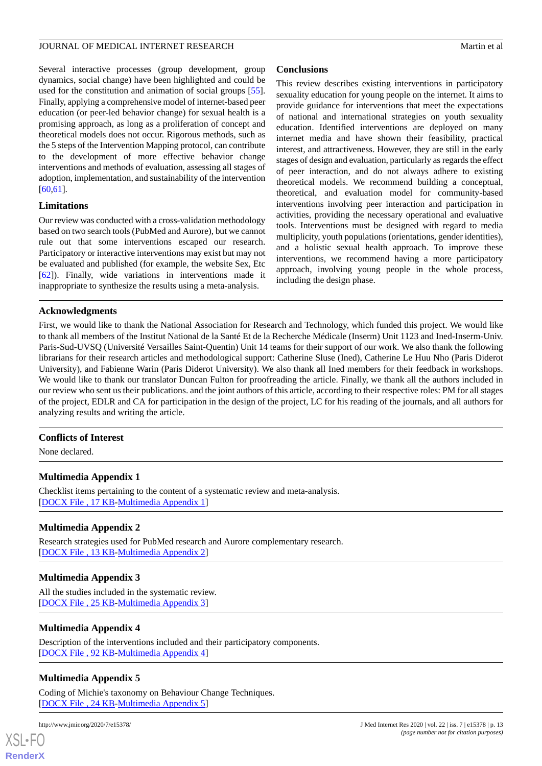Several interactive processes (group development, group dynamics, social change) have been highlighted and could be used for the constitution and animation of social groups [55]. Finally, applying a comprehensive model of internet-based peer education (or peer-led behavior change) for sexual health is a promising approach, as long as a proliferation of concept and theoretical models does not occur. Rigorous methods, such as the 5 steps of the Intervention Mapping protocol, can contribute to the development of more effective behavior change interventions and methods of evaluation, assessing all stages of adoption, implementation, and sustainability of the intervention [60,61].

### Limitations

Our review was conducted with a cross-validation methodology based on two search tools (PubMed and Aurore), but we cannot rule out that some interventions escaped our research. Participatory or interactive interventions may exist but may not be evaluated and published (for example, the website Sex, Etc [62]). Finally, wide variations in interventions made it inappropriate to synthesize the results using a meta-analysis.

### Conclusions

This review describes existing interventions in participatory sexuality education for young people on the internet. It aims to provide guidance for interventions that meet the expectations of national and international strategies on youth sexuality education. Identified interventions are deployed on many internet media and have shown their feasibility, practical interest, and attractiveness. However, they are still in the early stages of design and evaluation, particularly as regards the effect of peer interaction, and do not always adhere to existing theoretical models. We recommend building a conceptual, theoretical, and evaluation model for community-based interventions involving peer interaction and participation in activities, providing the necessary operational and evaluative tools. Interventions must be designed with regard to media multiplicity, youth populations (orientations, gender identities), and a holistic sexual health approach. To improve these interventions, we recommend having a more participatory approach, involving young people in the whole process, including the design phase.

## Acknowledgments

First, we would like to thank the National Association for Research and Technology, which funded this project. We would like to thank all members of the Institut National de la Santé Et de la Recherche Médicale (Inserm) Unit 1123 and Ined-Inserm-Univ. Paris-Sud-UVSQ (Université Versailles Saint-Quentin) Unit 14 teams for their support of our work. We also thank the following librarians for their research articles and methodological support: Catherine Sluse (Ined), Catherine Le Huu Nho (Paris Diderot University), and Fabienne Warin (Paris Diderot University). We also thank all Ined members for their feedback in workshops. We would like to thank our translator Duncan Fulton for proofreading the article. Finally, we thank all the authors included in our review who sent us their publications. and the joint authors of this article, according to their respective roles: PM for all stages of the project, EDLR and CA for participation in the design of the project, LC for his reading of the journals, and all authors for analyzing results and writing the article.

## Conflicts of Interest

None declared.

## Multimedia Appendix 1

Checklist items pertaining to the content of a systematic review and meta-analysis.
[DOCX File , 17 KB-Multimedia Appendix 1]

## Multimedia Appendix 2

Research strategies used for PubMed research and Aurore complementary research.
[DOCX File , 13 KB-Multimedia Appendix 2]

## Multimedia Appendix 3

All the studies included in the systematic review.
[DOCX File , 25 KB-Multimedia Appendix 3]

## Multimedia Appendix 4

Description of the interventions included and their participatory components.
[DOCX File , 92 KB-Multimedia Appendix 4]

## Multimedia Appendix 5

Coding of Michie's taxonomy on Behaviour Change Techniques.
[DOCX File , 24 KB-Multimedia Appendix 5]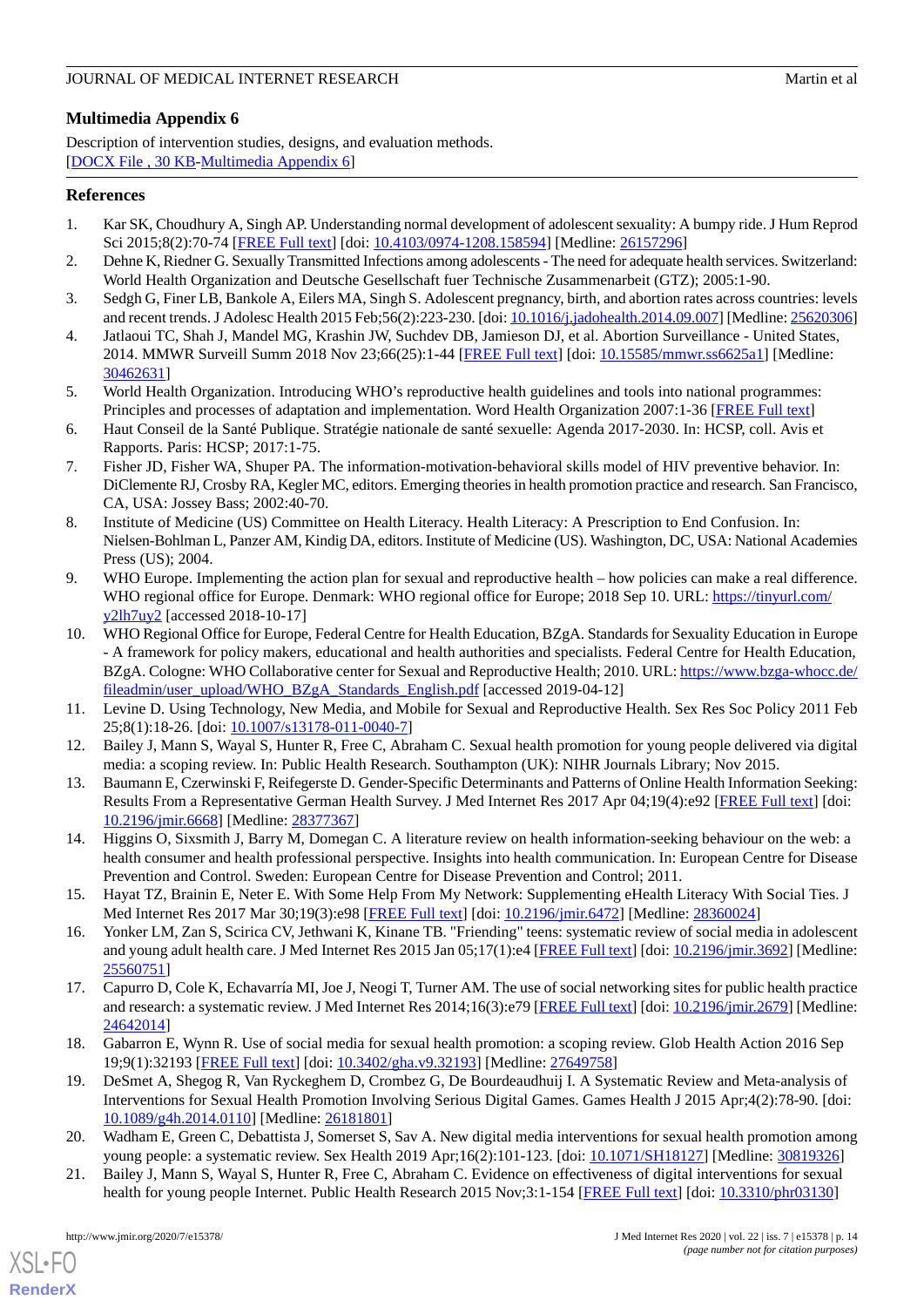## Multimedia Appendix 6

Description of intervention studies, designs, and evaluation methods.
[DOCX File , 30 KB-Multimedia Appendix 6]

## References

1. Kar SK, Choudhury A, Singh AP. Understanding normal development of adolescent sexuality: A bumpy ride. J Hum Reprod Sci 2015;8(2):70-74 [FREE Full text] [doi: 10.4103/0974-1208.158594] [Medline: 26157296]
2. Dehne K, Riedner G. Sexually Transmitted Infections among adolescents - The need for adequate health services. Switzerland: World Health Organization and Deutsche Gesellschaft fuer Technische Zusammenarbeit (GTZ); 2005:1-90.
3. Sedgh G, Finer LB, Bankole A, Eilers MA, Singh S. Adolescent pregnancy, birth, and abortion rates across countries: levels and recent trends. J Adolesc Health 2015 Feb;56(2):223-230. [doi: 10.1016/j.jadohealth.2014.09.007] [Medline: 25620306]
4. Jatlaoui TC, Shah J, Mandel MG, Krashin JW, Suchdev DB, Jamieson DJ, et al. Abortion Surveillance - United States, 2014. MMWR Surveill Summ 2018 Nov 23;66(25):1-44 [FREE Full text] [doi: 10.15585/mmwr.ss6625a1] [Medline: 30462631]
5. World Health Organization. Introducing WHO's reproductive health guidelines and tools into national programmes: Principles and processes of adaptation and implementation. Word Health Organization 2007:1-36 [FREE Full text]
6. Haut Conseil de la Santé Publique. Stratégie nationale de santé sexuelle: Agenda 2017-2030. In: HCSP, coll. Avis et Rapports. Paris: HCSP; 2017:1-75.
7. Fisher JD, Fisher WA, Shuper PA. The information-motivation-behavioral skills model of HIV preventive behavior. In: DiClemente RJ, Crosby RA, Kegler MC, editors. Emerging theories in health promotion practice and research. San Francisco, CA, USA: Jossey Bass; 2002:40-70.
8. Institute of Medicine (US) Committee on Health Literacy. Health Literacy: A Prescription to End Confusion. In: Nielsen-Bohlman L, Panzer AM, Kindig DA, editors. Institute of Medicine (US). Washington, DC, USA: National Academies Press (US); 2004.
9. WHO Europe. Implementing the action plan for sexual and reproductive health – how policies can make a real difference. WHO regional office for Europe. Denmark: WHO regional office for Europe; 2018 Sep 10. URL: https://tinyurl.com/y2lh7uy2 [accessed 2018-10-17]
10. WHO Regional Office for Europe, Federal Centre for Health Education, BZgA. Standards for Sexuality Education in Europe - A framework for policy makers, educational and health authorities and specialists. Federal Centre for Health Education, BZgA. Cologne: WHO Collaborative center for Sexual and Reproductive Health; 2010. URL: https://www.bzga-whocc.de/fileadmin/user_upload/WHO_BZgA_Standards_English.pdf [accessed 2019-04-12]
11. Levine D. Using Technology, New Media, and Mobile for Sexual and Reproductive Health. Sex Res Soc Policy 2011 Feb 25;8(1):18-26. [doi: 10.1007/s13178-011-0040-7]
12. Bailey J, Mann S, Wayal S, Hunter R, Free C, Abraham C. Sexual health promotion for young people delivered via digital media: a scoping review. In: Public Health Research. Southampton (UK): NIHR Journals Library; Nov 2015.
13. Baumann E, Czerwinski F, Reifegerste D. Gender-Specific Determinants and Patterns of Online Health Information Seeking: Results From a Representative German Health Survey. J Med Internet Res 2017 Apr 04;19(4):e92 [FREE Full text] [doi: 10.2196/jmir.6668] [Medline: 28377367]
14. Higgins O, Sixsmith J, Barry M, Domegan C. A literature review on health information-seeking behaviour on the web: a health consumer and health professional perspective. Insights into health communication. In: European Centre for Disease Prevention and Control. Sweden: European Centre for Disease Prevention and Control; 2011.
15. Hayat TZ, Brainin E, Neter E. With Some Help From My Network: Supplementing eHealth Literacy With Social Ties. J Med Internet Res 2017 Mar 30;19(3):e98 [FREE Full text] [doi: 10.2196/jmir.6472] [Medline: 28360024]
16. Yonker LM, Zan S, Scirica CV, Jethwani K, Kinane TB. "Friending" teens: systematic review of social media in adolescent and young adult health care. J Med Internet Res 2015 Jan 05;17(1):e4 [FREE Full text] [doi: 10.2196/jmir.3692] [Medline: 25560751]
17. Capurro D, Cole K, Echavarría MI, Joe J, Neogi T, Turner AM. The use of social networking sites for public health practice and research: a systematic review. J Med Internet Res 2014;16(3):e79 [FREE Full text] [doi: 10.2196/jmir.2679] [Medline: 24642014]
18. Gabarron E, Wynn R. Use of social media for sexual health promotion: a scoping review. Glob Health Action 2016 Sep 19;9(1):32193 [FREE Full text] [doi: 10.3402/gha.v9.32193] [Medline: 27649758]
19. DeSmet A, Shegog R, Van Ryckeghem D, Crombez G, De Bourdeaudhuij I. A Systematic Review and Meta-analysis of Interventions for Sexual Health Promotion Involving Serious Digital Games. Games Health J 2015 Apr;4(2):78-90. [doi: 10.1089/g4h.2014.0110] [Medline: 26181801]
20. Wadham E, Green C, Debattista J, Somerset S, Sav A. New digital media interventions for sexual health promotion among young people: a systematic review. Sex Health 2019 Apr;16(2):101-123. [doi: 10.1071/SH18127] [Medline: 30819326]
21. Bailey J, Mann S, Wayal S, Hunter R, Free C, Abraham C. Evidence on effectiveness of digital interventions for sexual health for young people Internet. Public Health Research 2015 Nov;3:1-154 [FREE Full text] [doi: 10.3310/phr03130]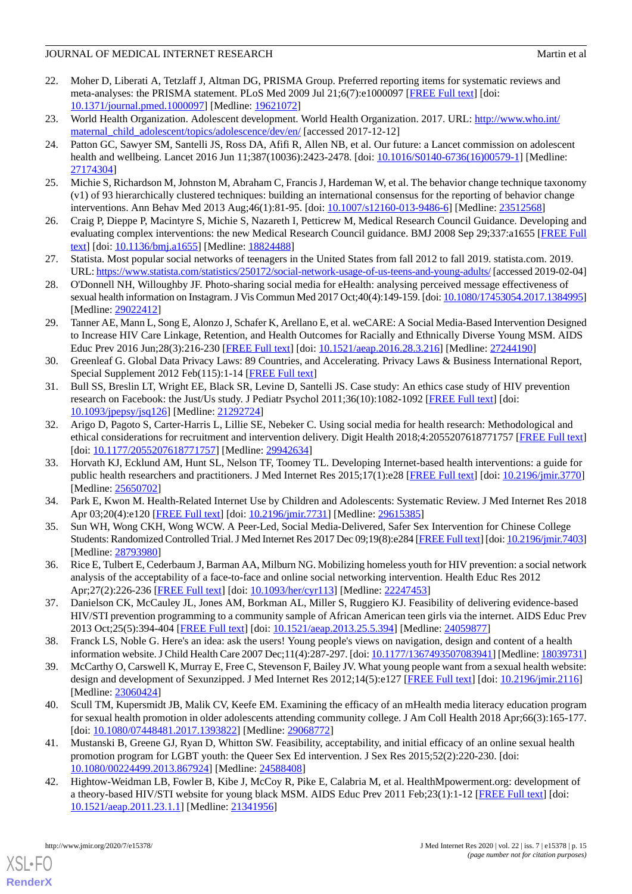22. Moher D, Liberati A, Tetzlaff J, Altman DG, PRISMA Group. Preferred reporting items for systematic reviews and meta-analyses: the PRISMA statement. PLoS Med 2009 Jul 21;6(7):e1000097 [FREE Full text] [doi: 10.1371/journal.pmed.1000097] [Medline: 19621072]
23. World Health Organization. Adolescent development. World Health Organization. 2017. URL: http://www.who.int/maternal_child_adolescent/topics/adolescence/dev/en/ [accessed 2017-12-12]
24. Patton GC, Sawyer SM, Santelli JS, Ross DA, Afifi R, Allen NB, et al. Our future: a Lancet commission on adolescent health and wellbeing. Lancet 2016 Jun 11;387(10036):2423-2478. [doi: 10.1016/S0140-6736(16)00579-1] [Medline: 27174304]
25. Michie S, Richardson M, Johnston M, Abraham C, Francis J, Hardeman W, et al. The behavior change technique taxonomy (v1) of 93 hierarchically clustered techniques: building an international consensus for the reporting of behavior change interventions. Ann Behav Med 2013 Aug;46(1):81-95. [doi: 10.1007/s12160-013-9486-6] [Medline: 23512568]
26. Craig P, Dieppe P, Macintyre S, Michie S, Nazareth I, Petticrew M, Medical Research Council Guidance. Developing and evaluating complex interventions: the new Medical Research Council guidance. BMJ 2008 Sep 29;337:a1655 [FREE Full text] [doi: 10.1136/bmj.a1655] [Medline: 18824488]
27. Statista. Most popular social networks of teenagers in the United States from fall 2012 to fall 2019. statista.com. 2019. URL: https://www.statista.com/statistics/250172/social-network-usage-of-us-teens-and-young-adults/ [accessed 2019-02-04]
28. O'Donnell NH, Willoughby JF. Photo-sharing social media for eHealth: analysing perceived message effectiveness of sexual health information on Instagram. J Vis Commun Med 2017 Oct;40(4):149-159. [doi: 10.1080/17453054.2017.1384995] [Medline: 29022412]
29. Tanner AE, Mann L, Song E, Alonzo J, Schafer K, Arellano E, et al. weCARE: A Social Media-Based Intervention Designed to Increase HIV Care Linkage, Retention, and Health Outcomes for Racially and Ethnically Diverse Young MSM. AIDS Educ Prev 2016 Jun;28(3):216-230 [FREE Full text] [doi: 10.1521/aeap.2016.28.3.216] [Medline: 27244190]
30. Greenleaf G. Global Data Privacy Laws: 89 Countries, and Accelerating. Privacy Laws & Business International Report, Special Supplement 2012 Feb(115):1-14 [FREE Full text]
31. Bull SS, Breslin LT, Wright EE, Black SR, Levine D, Santelli JS. Case study: An ethics case study of HIV prevention research on Facebook: the Just/Us study. J Pediatr Psychol 2011;36(10):1082-1092 [FREE Full text] [doi: 10.1093/jpepsy/jsq126] [Medline: 21292724]
32. Arigo D, Pagoto S, Carter-Harris L, Lillie SE, Nebeker C. Using social media for health research: Methodological and ethical considerations for recruitment and intervention delivery. Digit Health 2018;4:2055207618771757 [FREE Full text] [doi: 10.1177/2055207618771757] [Medline: 29942634]
33. Horvath KJ, Ecklund AM, Hunt SL, Nelson TF, Toomey TL. Developing Internet-based health interventions: a guide for public health researchers and practitioners. J Med Internet Res 2015;17(1):e28 [FREE Full text] [doi: 10.2196/jmir.3770] [Medline: 25650702]
34. Park E, Kwon M. Health-Related Internet Use by Children and Adolescents: Systematic Review. J Med Internet Res 2018 Apr 03;20(4):e120 [FREE Full text] [doi: 10.2196/jmir.7731] [Medline: 29615385]
35. Sun WH, Wong CKH, Wong WCW. A Peer-Led, Social Media-Delivered, Safer Sex Intervention for Chinese College Students: Randomized Controlled Trial. J Med Internet Res 2017 Dec 09;19(8):e284 [FREE Full text] [doi: 10.2196/jmir.7403] [Medline: 28793980]
36. Rice E, Tulbert E, Cederbaum J, Barman AA, Milburn NG. Mobilizing homeless youth for HIV prevention: a social network analysis of the acceptability of a face-to-face and online social networking intervention. Health Educ Res 2012 Apr;27(2):226-236 [FREE Full text] [doi: 10.1093/her/cyr113] [Medline: 22247453]
37. Danielson CK, McCauley JL, Jones AM, Borkman AL, Miller S, Ruggiero KJ. Feasibility of delivering evidence-based HIV/STI prevention programming to a community sample of African American teen girls via the internet. AIDS Educ Prev 2013 Oct;25(5):394-404 [FREE Full text] [doi: 10.1521/aeap.2013.25.5.394] [Medline: 24059877]
38. Franck LS, Noble G. Here's an idea: ask the users! Young people's views on navigation, design and content of a health information website. J Child Health Care 2007 Dec;11(4):287-297. [doi: 10.1177/1367493507083941] [Medline: 18039731]
39. McCarthy O, Carswell K, Murray E, Free C, Stevenson F, Bailey JV. What young people want from a sexual health website: design and development of Sexunzipped. J Med Internet Res 2012;14(5):e127 [FREE Full text] [doi: 10.2196/jmir.2116] [Medline: 23060424]
40. Scull TM, Kupersmidt JB, Malik CV, Keefe EM. Examining the efficacy of an mHealth media literacy education program for sexual health promotion in older adolescents attending community college. J Am Coll Health 2018 Apr;66(3):165-177. [doi: 10.1080/07448481.2017.1393822] [Medline: 29068772]
41. Mustanski B, Greene GJ, Ryan D, Whitton SW. Feasibility, acceptability, and initial efficacy of an online sexual health promotion program for LGBT youth: the Queer Sex Ed intervention. J Sex Res 2015;52(2):220-230. [doi: 10.1080/00224499.2013.867924] [Medline: 24588408]
42. Hightow-Weidman LB, Fowler B, Kibe J, McCoy R, Pike E, Calabria M, et al. HealthMpowerment.org: development of a theory-based HIV/STI website for young black MSM. AIDS Educ Prev 2011 Feb;23(1):1-12 [FREE Full text] [doi: 10.1521/aeap.2011.23.1.1] [Medline: 21341956]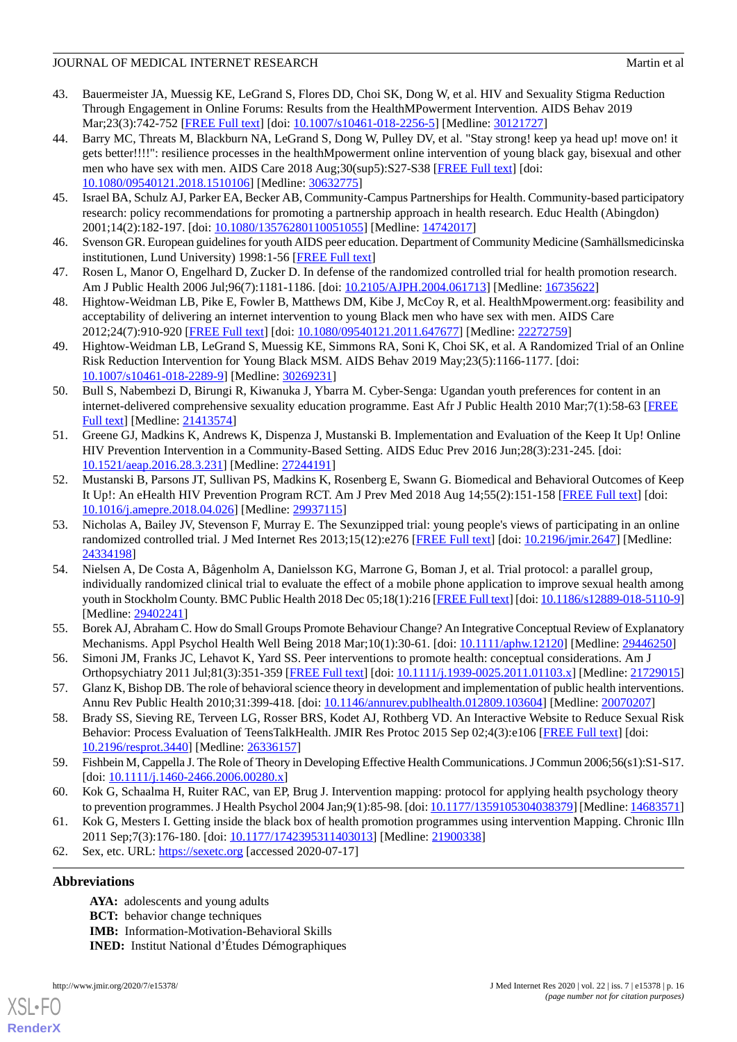43. Bauermeister JA, Muessig KE, LeGrand S, Flores DD, Choi SK, Dong W, et al. HIV and Sexuality Stigma Reduction Through Engagement in Online Forums: Results from the HealthMPowerment Intervention. AIDS Behav 2019 Mar;23(3):742-752 [FREE Full text] [doi: 10.1007/s10461-018-2256-5] [Medline: 30121727]
44. Barry MC, Threats M, Blackburn NA, LeGrand S, Dong W, Pulley DV, et al. "Stay strong! keep ya head up! move on! it gets better!!!!": resilience processes in the healthMpowerment online intervention of young black gay, bisexual and other men who have sex with men. AIDS Care 2018 Aug;30(sup5):S27-S38 [FREE Full text] [doi: 10.1080/09540121.2018.1510106] [Medline: 30632775]
45. Israel BA, Schulz AJ, Parker EA, Becker AB, Community-Campus Partnerships for Health. Community-based participatory research: policy recommendations for promoting a partnership approach in health research. Educ Health (Abingdon) 2001;14(2):182-197. [doi: 10.1080/13576280110051055] [Medline: 14742017]
46. Svenson GR. European guidelines for youth AIDS peer education. Department of Community Medicine (Samhällsmedicinska institutionen, Lund University) 1998:1-56 [FREE Full text]
47. Rosen L, Manor O, Engelhard D, Zucker D. In defense of the randomized controlled trial for health promotion research. Am J Public Health 2006 Jul;96(7):1181-1186. [doi: 10.2105/AJPH.2004.061713] [Medline: 16735622]
48. Hightow-Weidman LB, Pike E, Fowler B, Matthews DM, Kibe J, McCoy R, et al. HealthMpowerment.org: feasibility and acceptability of delivering an internet intervention to young Black men who have sex with men. AIDS Care 2012;24(7):910-920 [FREE Full text] [doi: 10.1080/09540121.2011.647677] [Medline: 22272759]
49. Hightow-Weidman LB, LeGrand S, Muessig KE, Simmons RA, Soni K, Choi SK, et al. A Randomized Trial of an Online Risk Reduction Intervention for Young Black MSM. AIDS Behav 2019 May;23(5):1166-1177. [doi: 10.1007/s10461-018-2289-9] [Medline: 30269231]
50. Bull S, Nabembezi D, Birungi R, Kiwanuka J, Ybarra M. Cyber-Senga: Ugandan youth preferences for content in an internet-delivered comprehensive sexuality education programme. East Afr J Public Health 2010 Mar;7(1):58-63 [FREE Full text] [Medline: 21413574]
51. Greene GJ, Madkins K, Andrews K, Dispenza J, Mustanski B. Implementation and Evaluation of the Keep It Up! Online HIV Prevention Intervention in a Community-Based Setting. AIDS Educ Prev 2016 Jun;28(3):231-245. [doi: 10.1521/aeap.2016.28.3.231] [Medline: 27244191]
52. Mustanski B, Parsons JT, Sullivan PS, Madkins K, Rosenberg E, Swann G. Biomedical and Behavioral Outcomes of Keep It Up!: An eHealth HIV Prevention Program RCT. Am J Prev Med 2018 Aug 14;55(2):151-158 [FREE Full text] [doi: 10.1016/j.amepre.2018.04.026] [Medline: 29937115]
53. Nicholas A, Bailey JV, Stevenson F, Murray E. The Sexunzipped trial: young people's views of participating in an online randomized controlled trial. J Med Internet Res 2013;15(12):e276 [FREE Full text] [doi: 10.2196/jmir.2647] [Medline: 24334198]
54. Nielsen A, De Costa A, Bågenholm A, Danielsson KG, Marrone G, Boman J, et al. Trial protocol: a parallel group, individually randomized clinical trial to evaluate the effect of a mobile phone application to improve sexual health among youth in Stockholm County. BMC Public Health 2018 Dec 05;18(1):216 [FREE Full text] [doi: 10.1186/s12889-018-5110-9] [Medline: 29402241]
55. Borek AJ, Abraham C. How do Small Groups Promote Behaviour Change? An Integrative Conceptual Review of Explanatory Mechanisms. Appl Psychol Health Well Being 2018 Mar;10(1):30-61. [doi: 10.1111/aphw.12120] [Medline: 29446250]
56. Simoni JM, Franks JC, Lehavot K, Yard SS. Peer interventions to promote health: conceptual considerations. Am J Orthopsychiatry 2011 Jul;81(3):351-359 [FREE Full text] [doi: 10.1111/j.1939-0025.2011.01103.x] [Medline: 21729015]
57. Glanz K, Bishop DB. The role of behavioral science theory in development and implementation of public health interventions. Annu Rev Public Health 2010;31:399-418. [doi: 10.1146/annurev.publhealth.012809.103604] [Medline: 20070207]
58. Brady SS, Sieving RE, Terveen LG, Rosser BRS, Kodet AJ, Rothberg VD. An Interactive Website to Reduce Sexual Risk Behavior: Process Evaluation of TeensTalkHealth. JMIR Res Protoc 2015 Sep 02;4(3):e106 [FREE Full text] [doi: 10.2196/resprot.3440] [Medline: 26336157]
59. Fishbein M, Cappella J. The Role of Theory in Developing Effective Health Communications. J Commun 2006;56(s1):S1-S17. [doi: 10.1111/j.1460-2466.2006.00280.x]
60. Kok G, Schaalma H, Ruiter RAC, van EP, Brug J. Intervention mapping: protocol for applying health psychology theory to prevention programmes. J Health Psychol 2004 Jan;9(1):85-98. [doi: 10.1177/1359105304038379] [Medline: 14683571]
61. Kok G, Mesters I. Getting inside the black box of health promotion programmes using intervention Mapping. Chronic Illn 2011 Sep;7(3):176-180. [doi: 10.1177/1742395311403013] [Medline: 21900338]
62. Sex, etc. URL: https://sexetc.org [accessed 2020-07-17]

## Abbreviations

**AYA:** adolescents and young adults
**BCT:** behavior change techniques
**IMB:** Information-Motivation-Behavioral Skills
**INED:** Institut National d'Études Démographiques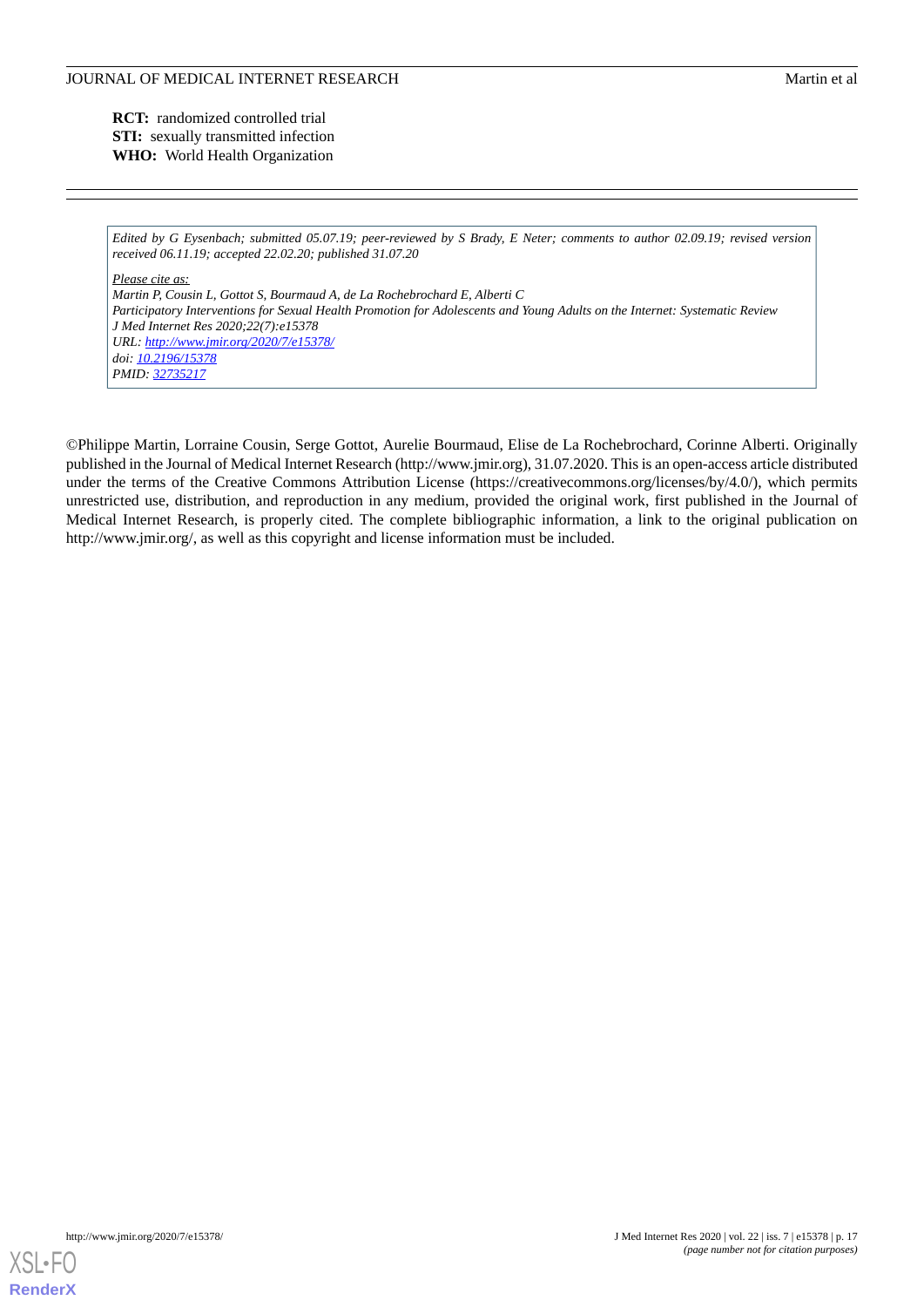**RCT:** randomized controlled trial
**STI:** sexually transmitted infection
**WHO:** World Health Organization

---

*Edited by G Eysenbach; submitted 05.07.19; peer-reviewed by S Brady, E Neter; comments to author 02.09.19; revised version received 06.11.19; accepted 22.02.20; published 31.07.20*

*Please cite as:*
*Martin P, Cousin L, Gottot S, Bourmaud A, de La Rochebrochard E, Alberti C*
*Participatory Interventions for Sexual Health Promotion for Adolescents and Young Adults on the Internet: Systematic Review*
*J Med Internet Res 2020;22(7):e15378*
*URL: http://www.jmir.org/2020/7/e15378/*
*doi: 10.2196/15378*
*PMID: 32735217*

©Philippe Martin, Lorraine Cousin, Serge Gottot, Aurelie Bourmaud, Elise de La Rochebrochard, Corinne Alberti. Originally published in the Journal of Medical Internet Research (http://www.jmir.org), 31.07.2020. This is an open-access article distributed under the terms of the Creative Commons Attribution License (https://creativecommons.org/licenses/by/4.0/), which permits unrestricted use, distribution, and reproduction in any medium, provided the original work, first published in the Journal of Medical Internet Research, is properly cited. The complete bibliographic information, a link to the original publication on http://www.jmir.org/, as well as this copyright and license information must be included.